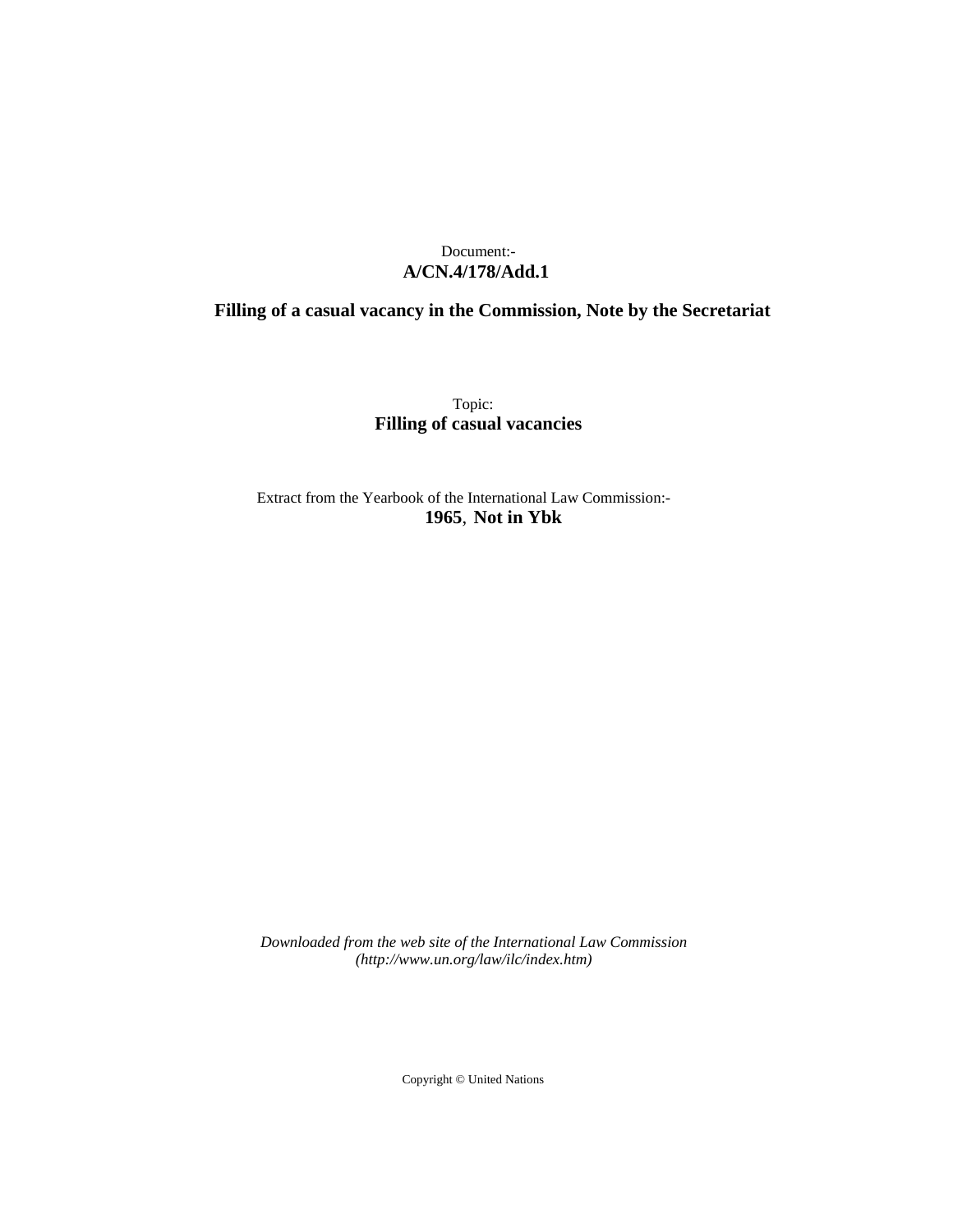Document:-
**A/CN.4/178/Add.1**

**Filling of a casual vacancy in the Commission, Note by the Secretariat**

Topic:
**Filling of casual vacancies**

Extract from the Yearbook of the International Law Commission:-
**1965**, **Not in Ybk**

*Downloaded from the web site of the International Law Commission (http://www.un.org/law/ilc/index.htm)*

Copyright © United Nations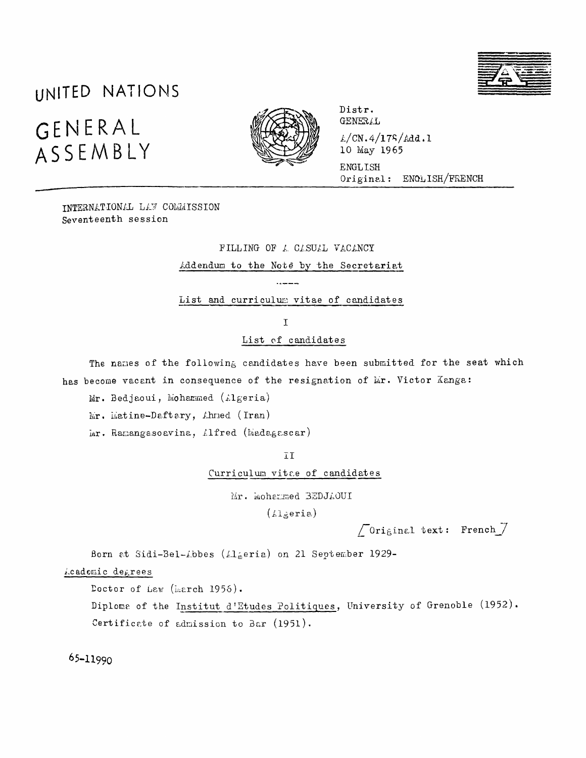# UNITED NATIONS

# GENERAL ASSEMBLY

Distr.
GENERAL

A/CN.4/178/Add.1
10 May 1965

ENGLISH
Original: ENGLISH/FRENCH

INTERNATIONAL LAW COMMISSION
Seventeenth session

FILLING OF A CASUAL VACANCY

Addendum to the Note by the Secretariat

-----

List and curriculum vitae of candidates

I

List of candidates

The names of the following candidates have been submitted for the seat which has become vacant in consequence of the resignation of Mr. Victor Kanga:

Mr. Bedjaoui, Mohammed (Algeria)

Mr. Matine-Daftary, Ahmed (Iran)

Mr. Ramangasoavina, Alfred (Madagascar)

II

Curriculum vitae of candidates

Mr. Mohammed BEDJAOUI

(Algeria)

[Original text: French]

Born at Sidi-Bel-Abbes (Algeria) on 21 September 1929-

Academic degrees

Doctor of Law (March 1956).

Diploma of the Institut d'Etudes Politiques, University of Grenoble (1952).

Certificate of admission to Bar (1951).

65-11990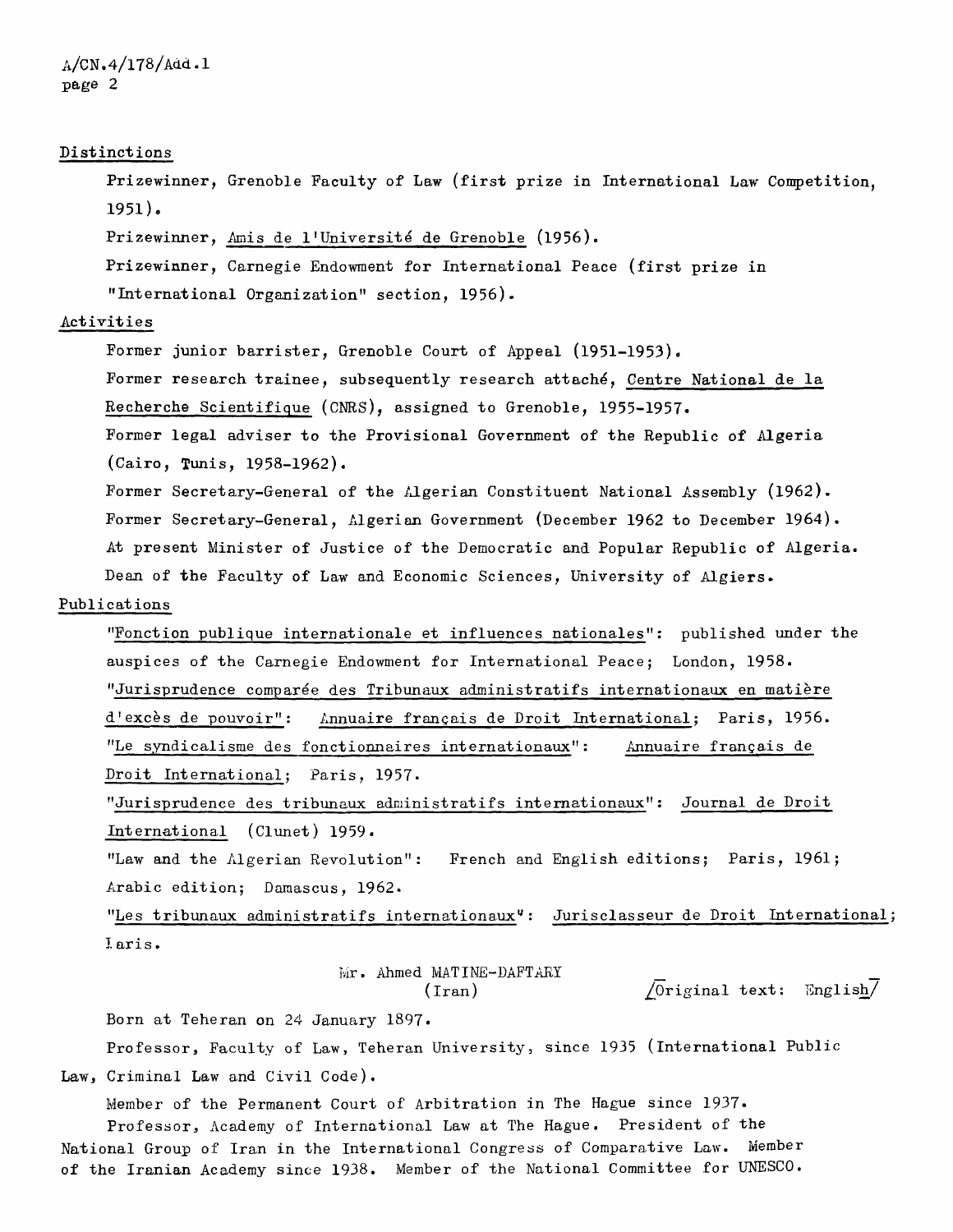## Distinctions

Prizewinner, Grenoble Faculty of Law (first prize in International Law Competition, 1951).

Prizewinner, Amis de l'Université de Grenoble (1956).

Prizewinner, Carnegie Endowment for International Peace (first prize in "International Organization" section, 1956).

## Activities

Former junior barrister, Grenoble Court of Appeal (1951-1953).

Former research trainee, subsequently research attaché, Centre National de la Recherche Scientifique (CNRS), assigned to Grenoble, 1955-1957.

Former legal adviser to the Provisional Government of the Republic of Algeria (Cairo, Tunis, 1958-1962).

Former Secretary-General of the Algerian Constituent National Assembly (1962).

Former Secretary-General, Algerian Government (December 1962 to December 1964).

At present Minister of Justice of the Democratic and Popular Republic of Algeria.

Dean of the Faculty of Law and Economic Sciences, University of Algiers.

## Publications

"Fonction publique internationale et influences nationales": published under the auspices of the Carnegie Endowment for International Peace; London, 1958.

"Jurisprudence comparée des Tribunaux administratifs internationaux en matière d'excès de pouvoir": Annuaire français de Droit International; Paris, 1956.

"Le syndicalisme des fonctionnaires internationaux": Annuaire français de Droit International; Paris, 1957.

"Jurisprudence des tribunaux administratifs internationaux": Journal de Droit International (Clunet) 1959.

"Law and the Algerian Revolution": French and English editions; Paris, 1961; Arabic edition; Damascus, 1962.

"Les tribunaux administratifs internationaux": Jurisclasseur de Droit International; Paris.

### Mr. Ahmed MATINE-DAFTARY (Iran)

[Original text: English]

Born at Teheran on 24 January 1897.

Professor, Faculty of Law, Teheran University, since 1935 (International Public Law, Criminal Law and Civil Code).

Member of the Permanent Court of Arbitration in The Hague since 1937.

Professor, Academy of International Law at The Hague. President of the National Group of Iran in the International Congress of Comparative Law. Member of the Iranian Academy since 1938. Member of the National Committee for UNESCO.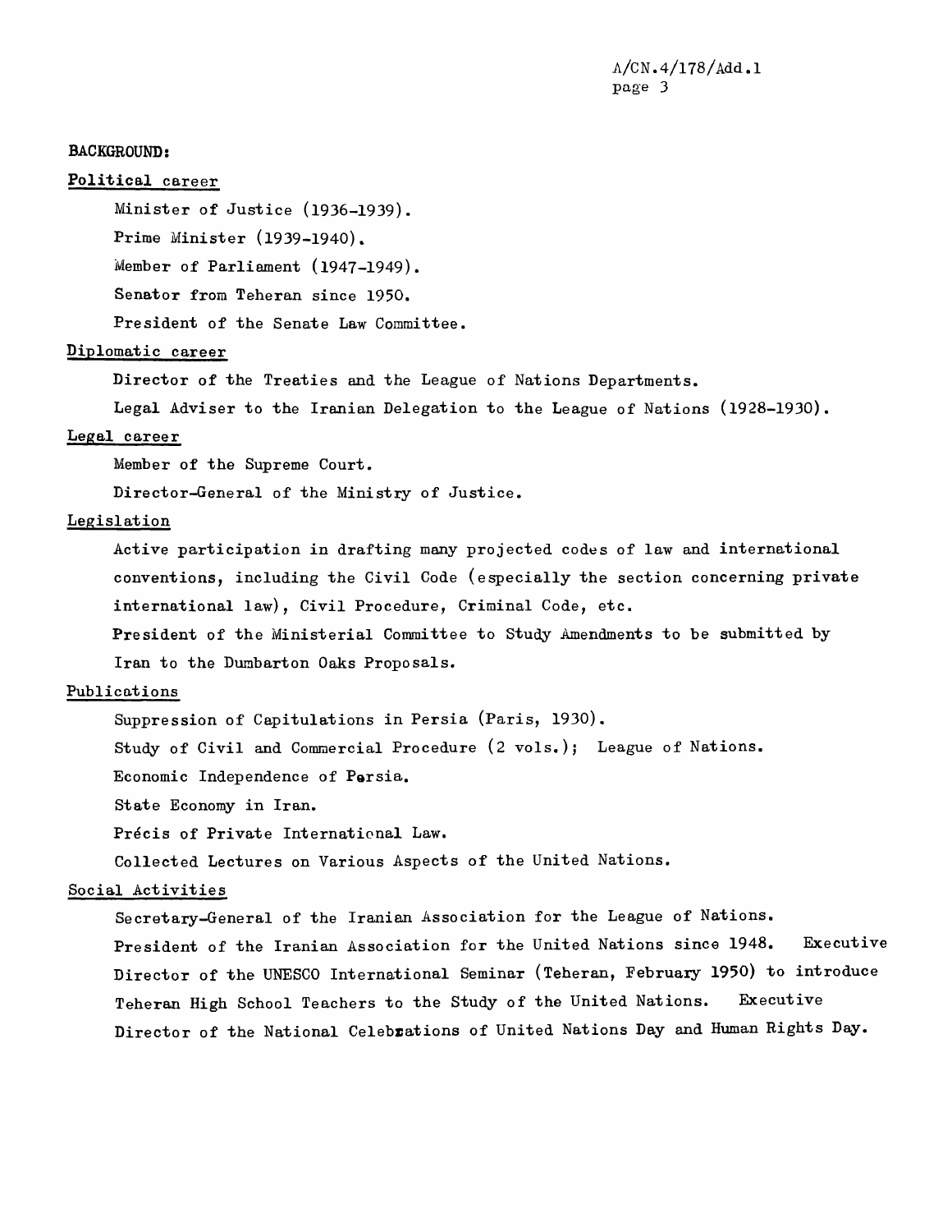**BACKGROUND:**

**Political career**

Minister of Justice (1936-1939).

Prime Minister (1939-1940).

Member of Parliament (1947-1949).

Senator from Teheran since 1950.

President of the Senate Law Committee.

**Diplomatic career**

Director of the Treaties and the League of Nations Departments.

Legal Adviser to the Iranian Delegation to the League of Nations (1928-1930).

**Legal career**

Member of the Supreme Court.

Director-General of the Ministry of Justice.

**Legislation**

Active participation in drafting many projected codes of law and international conventions, including the Civil Code (especially the section concerning private international law), Civil Procedure, Criminal Code, etc.

President of the Ministerial Committee to Study Amendments to be submitted by Iran to the Dumbarton Oaks Proposals.

**Publications**

Suppression of Capitulations in Persia (Paris, 1930).

Study of Civil and Commercial Procedure (2 vols.); League of Nations.

Economic Independence of Persia.

State Economy in Iran.

Précis of Private International Law.

Collected Lectures on Various Aspects of the United Nations.

**Social Activities**

Secretary-General of the Iranian Association for the League of Nations. President of the Iranian Association for the United Nations since 1948. Executive Director of the UNESCO International Seminar (Teheran, February 1950) to introduce Teheran High School Teachers to the Study of the United Nations. Executive Director of the National Celebrations of United Nations Day and Human Rights Day.